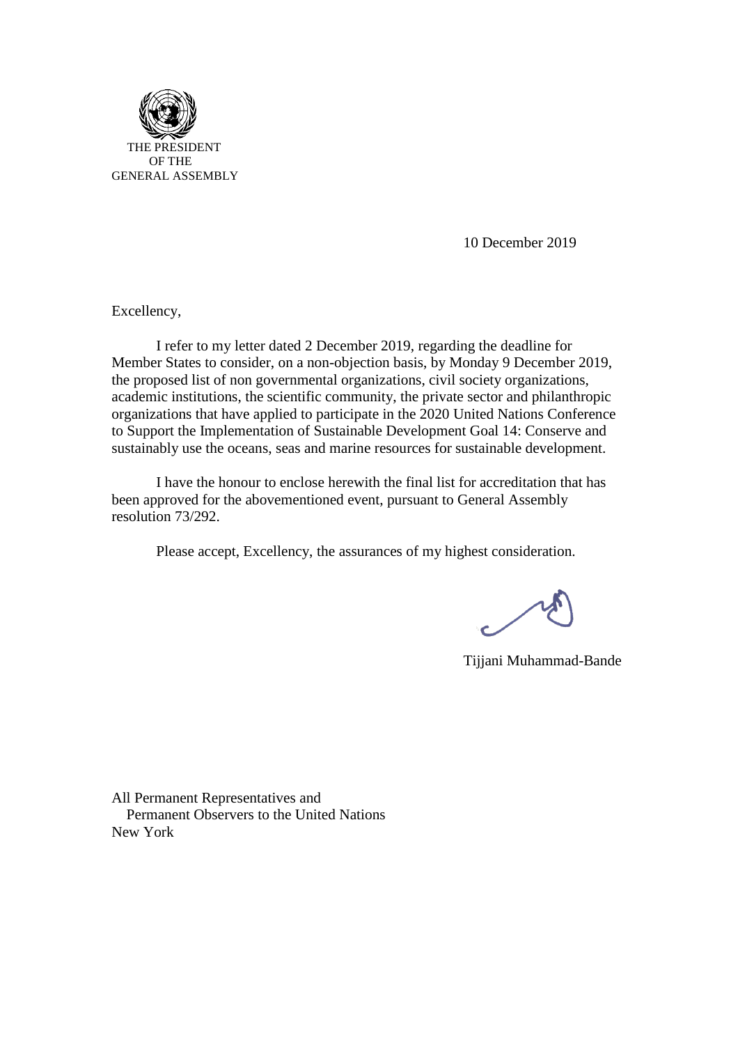THE PRESIDENT
OF THE
GENERAL ASSEMBLY

10 December 2019

Excellency,

I refer to my letter dated 2 December 2019, regarding the deadline for Member States to consider, on a non-objection basis, by Monday 9 December 2019, the proposed list of non governmental organizations, civil society organizations, academic institutions, the scientific community, the private sector and philanthropic organizations that have applied to participate in the 2020 United Nations Conference to Support the Implementation of Sustainable Development Goal 14: Conserve and sustainably use the oceans, seas and marine resources for sustainable development.

I have the honour to enclose herewith the final list for accreditation that has been approved for the abovementioned event, pursuant to General Assembly resolution 73/292.

Please accept, Excellency, the assurances of my highest consideration.

Tijjani Muhammad-Bande

All Permanent Representatives and
Permanent Observers to the United Nations
New York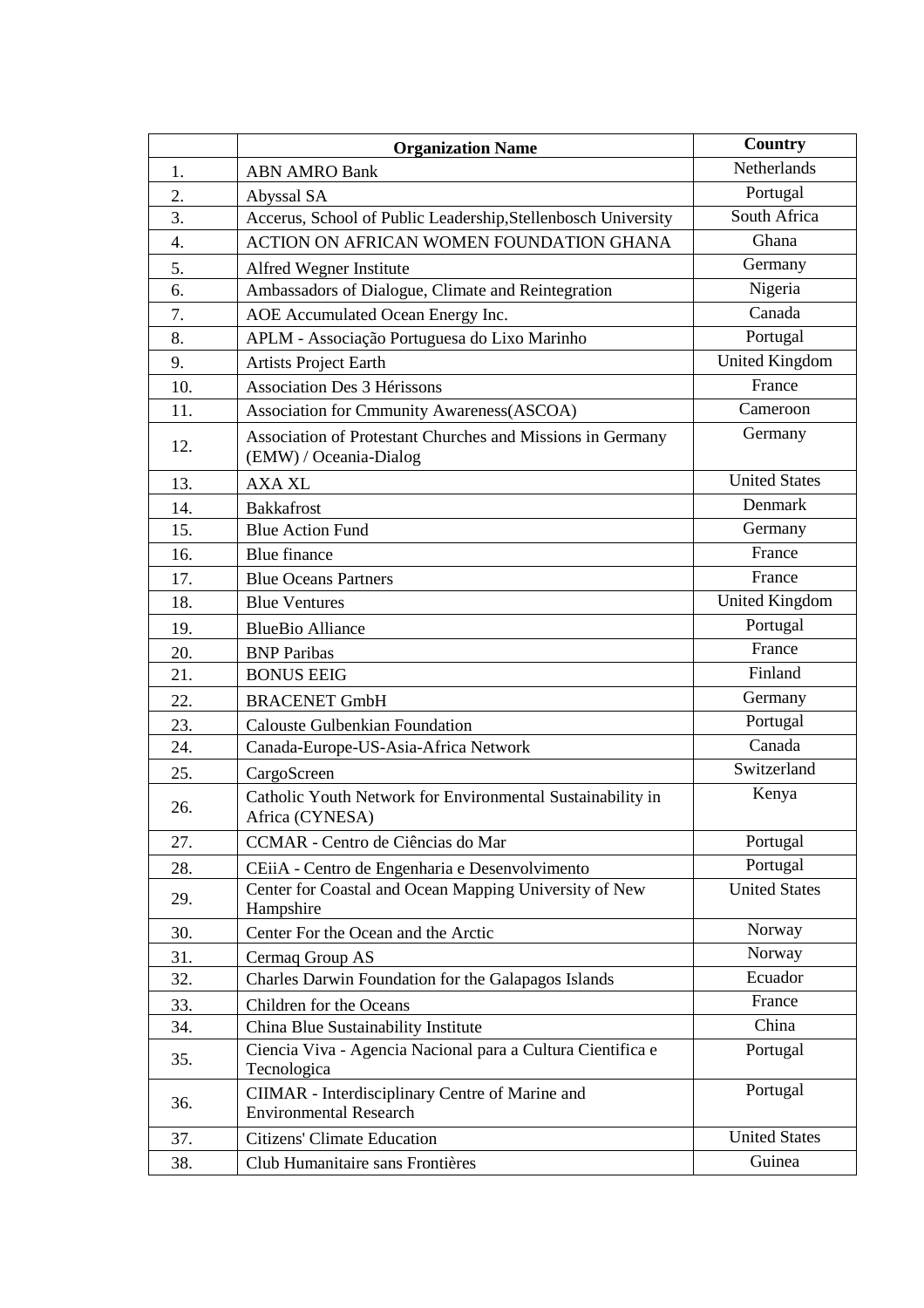|  | Organization Name | Country |
|---|---|---|
| 1. | ABN AMRO Bank | Netherlands |
| 2. | Abyssal SA | Portugal |
| 3. | Accerus, School of Public Leadership,Stellenbosch University | South Africa |
| 4. | ACTION ON AFRICAN WOMEN FOUNDATION GHANA | Ghana |
| 5. | Alfred Wegner Institute | Germany |
| 6. | Ambassadors of Dialogue, Climate and Reintegration | Nigeria |
| 7. | AOE Accumulated Ocean Energy Inc. | Canada |
| 8. | APLM - Associação Portuguesa do Lixo Marinho | Portugal |
| 9. | Artists Project Earth | United Kingdom |
| 10. | Association Des 3 Hérissons | France |
| 11. | Association for Cmmunity Awareness(ASCOA) | Cameroon |
| 12. | Association of Protestant Churches and Missions in Germany (EMW) / Oceania-Dialog | Germany |
| 13. | AXA XL | United States |
| 14. | Bakkafrost | Denmark |
| 15. | Blue Action Fund | Germany |
| 16. | Blue finance | France |
| 17. | Blue Oceans Partners | France |
| 18. | Blue Ventures | United Kingdom |
| 19. | BlueBio Alliance | Portugal |
| 20. | BNP Paribas | France |
| 21. | BONUS EEIG | Finland |
| 22. | BRACENET GmbH | Germany |
| 23. | Calouste Gulbenkian Foundation | Portugal |
| 24. | Canada-Europe-US-Asia-Africa Network | Canada |
| 25. | CargoScreen | Switzerland |
| 26. | Catholic Youth Network for Environmental Sustainability in Africa (CYNESA) | Kenya |
| 27. | CCMAR - Centro de Ciências do Mar | Portugal |
| 28. | CEiiA - Centro de Engenharia e Desenvolvimento | Portugal |
| 29. | Center for Coastal and Ocean Mapping University of New Hampshire | United States |
| 30. | Center For the Ocean and the Arctic | Norway |
| 31. | Cermaq Group AS | Norway |
| 32. | Charles Darwin Foundation for the Galapagos Islands | Ecuador |
| 33. | Children for the Oceans | France |
| 34. | China Blue Sustainability Institute | China |
| 35. | Ciencia Viva - Agencia Nacional para a Cultura Cientifica e Tecnologica | Portugal |
| 36. | CIIMAR - Interdisciplinary Centre of Marine and Environmental Research | Portugal |
| 37. | Citizens' Climate Education | United States |
| 38. | Club Humanitaire sans Frontières | Guinea |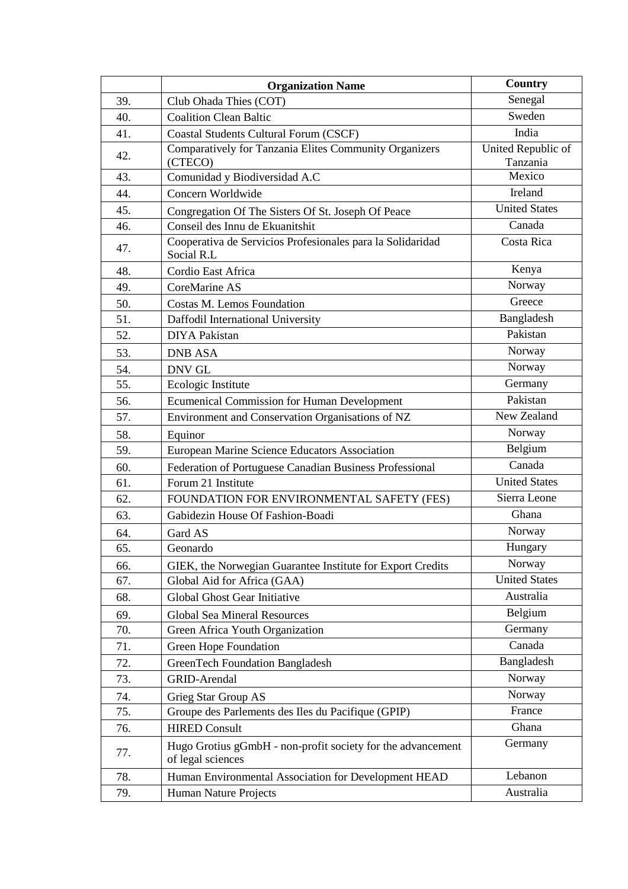| | Organization Name | Country |
|---|---|---|
| 39. | Club Ohada Thies (COT) | Senegal |
| 40. | Coalition Clean Baltic | Sweden |
| 41. | Coastal Students Cultural Forum (CSCF) | India |
| 42. | Comparatively for Tanzania Elites Community Organizers (CTECO) | United Republic of Tanzania |
| 43. | Comunidad y Biodiversidad A.C | Mexico |
| 44. | Concern Worldwide | Ireland |
| 45. | Congregation Of The Sisters Of St. Joseph Of Peace | United States |
| 46. | Conseil des Innu de Ekuanitshit | Canada |
| 47. | Cooperativa de Servicios Profesionales para la Solidaridad Social R.L | Costa Rica |
| 48. | Cordio East Africa | Kenya |
| 49. | CoreMarine AS | Norway |
| 50. | Costas M. Lemos Foundation | Greece |
| 51. | Daffodil International University | Bangladesh |
| 52. | DIYA Pakistan | Pakistan |
| 53. | DNB ASA | Norway |
| 54. | DNV GL | Norway |
| 55. | Ecologic Institute | Germany |
| 56. | Ecumenical Commission for Human Development | Pakistan |
| 57. | Environment and Conservation Organisations of NZ | New Zealand |
| 58. | Equinor | Norway |
| 59. | European Marine Science Educators Association | Belgium |
| 60. | Federation of Portuguese Canadian Business Professional | Canada |
| 61. | Forum 21 Institute | United States |
| 62. | FOUNDATION FOR ENVIRONMENTAL SAFETY (FES) | Sierra Leone |
| 63. | Gabidezin House Of Fashion-Boadi | Ghana |
| 64. | Gard AS | Norway |
| 65. | Geonardo | Hungary |
| 66. | GIEK, the Norwegian Guarantee Institute for Export Credits | Norway |
| 67. | Global Aid for Africa (GAA) | United States |
| 68. | Global Ghost Gear Initiative | Australia |
| 69. | Global Sea Mineral Resources | Belgium |
| 70. | Green Africa Youth Organization | Germany |
| 71. | Green Hope Foundation | Canada |
| 72. | GreenTech Foundation Bangladesh | Bangladesh |
| 73. | GRID-Arendal | Norway |
| 74. | Grieg Star Group AS | Norway |
| 75. | Groupe des Parlements des Iles du Pacifique (GPIP) | France |
| 76. | HIRED Consult | Ghana |
| 77. | Hugo Grotius gGmbH - non-profit society for the advancement of legal sciences | Germany |
| 78. | Human Environmental Association for Development HEAD | Lebanon |
| 79. | Human Nature Projects | Australia |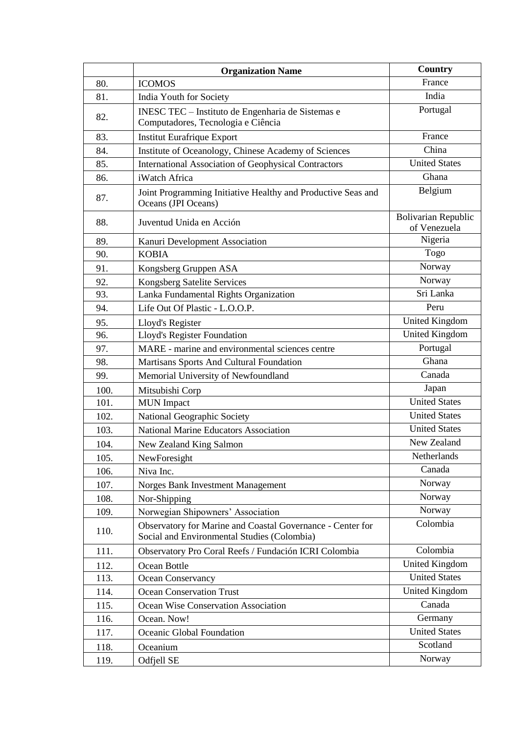|  | Organization Name | Country |
|---|---|---|
| 80. | ICOMOS | France |
| 81. | India Youth for Society | India |
| 82. | INESC TEC – Instituto de Engenharia de Sistemas e Computadores, Tecnologia e Ciência | Portugal |
| 83. | Institut Eurafrique Export | France |
| 84. | Institute of Oceanology, Chinese Academy of Sciences | China |
| 85. | International Association of Geophysical Contractors | United States |
| 86. | iWatch Africa | Ghana |
| 87. | Joint Programming Initiative Healthy and Productive Seas and Oceans (JPI Oceans) | Belgium |
| 88. | Juventud Unida en Acción | Bolivarian Republic of Venezuela |
| 89. | Kanuri Development Association | Nigeria |
| 90. | KOBIA | Togo |
| 91. | Kongsberg Gruppen ASA | Norway |
| 92. | Kongsberg Satelite Services | Norway |
| 93. | Lanka Fundamental Rights Organization | Sri Lanka |
| 94. | Life Out Of Plastic - L.O.O.P. | Peru |
| 95. | Lloyd's Register | United Kingdom |
| 96. | Lloyd's Register Foundation | United Kingdom |
| 97. | MARE - marine and environmental sciences centre | Portugal |
| 98. | Martisans Sports And Cultural Foundation | Ghana |
| 99. | Memorial University of Newfoundland | Canada |
| 100. | Mitsubishi Corp | Japan |
| 101. | MUN Impact | United States |
| 102. | National Geographic Society | United States |
| 103. | National Marine Educators Association | United States |
| 104. | New Zealand King Salmon | New Zealand |
| 105. | NewForesight | Netherlands |
| 106. | Niva Inc. | Canada |
| 107. | Norges Bank Investment Management | Norway |
| 108. | Nor-Shipping | Norway |
| 109. | Norwegian Shipowners' Association | Norway |
| 110. | Observatory for Marine and Coastal Governance - Center for Social and Environmental Studies (Colombia) | Colombia |
| 111. | Observatory Pro Coral Reefs / Fundación ICRI Colombia | Colombia |
| 112. | Ocean Bottle | United Kingdom |
| 113. | Ocean Conservancy | United States |
| 114. | Ocean Conservation Trust | United Kingdom |
| 115. | Ocean Wise Conservation Association | Canada |
| 116. | Ocean. Now! | Germany |
| 117. | Oceanic Global Foundation | United States |
| 118. | Oceanium | Scotland |
| 119. | Odfjell SE | Norway |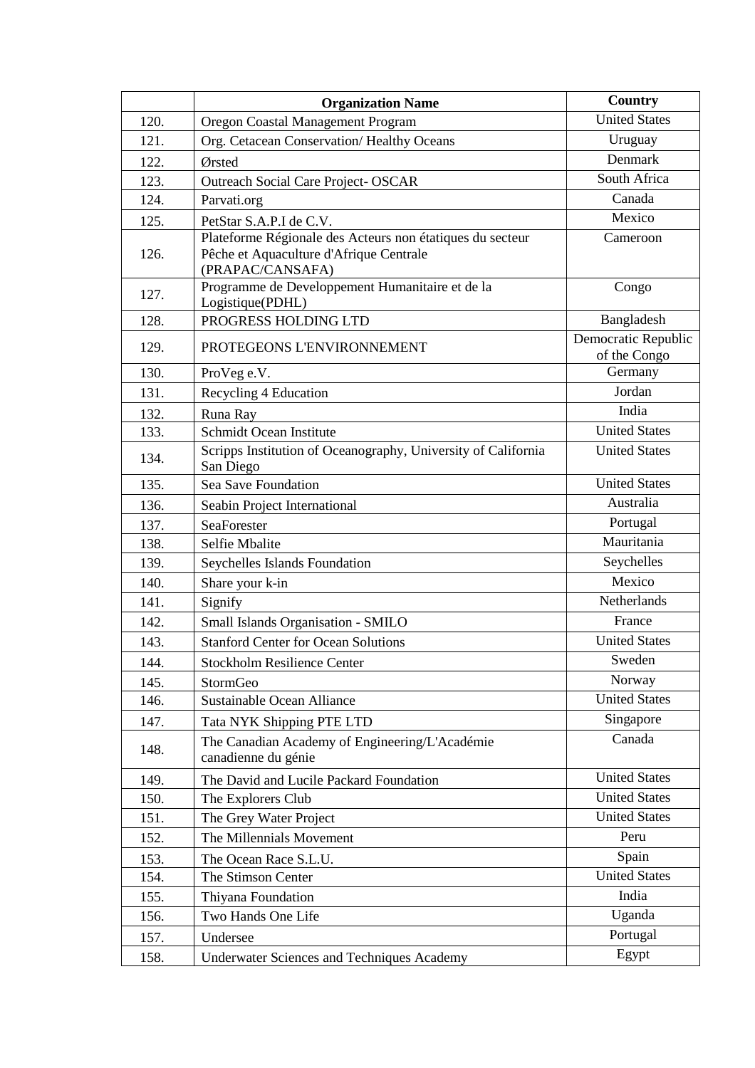| | Organization Name | Country |
|---|---|---|
| 120. | Oregon Coastal Management Program | United States |
| 121. | Org. Cetacean Conservation/ Healthy Oceans | Uruguay |
| 122. | Ørsted | Denmark |
| 123. | Outreach Social Care Project- OSCAR | South Africa |
| 124. | Parvati.org | Canada |
| 125. | PetStar S.A.P.I de C.V. | Mexico |
| 126. | Plateforme Régionale des Acteurs non étatiques du secteur Pêche et Aquaculture d'Afrique Centrale (PRAPAC/CANSAFA) | Cameroon |
| 127. | Programme de Developpement Humanitaire et de la Logistique(PDHL) | Congo |
| 128. | PROGRESS HOLDING LTD | Bangladesh |
| 129. | PROTEGEONS L'ENVIRONNEMENT | Democratic Republic of the Congo |
| 130. | ProVeg e.V. | Germany |
| 131. | Recycling 4 Education | Jordan |
| 132. | Runa Ray | India |
| 133. | Schmidt Ocean Institute | United States |
| 134. | Scripps Institution of Oceanography, University of California San Diego | United States |
| 135. | Sea Save Foundation | United States |
| 136. | Seabin Project International | Australia |
| 137. | SeaForester | Portugal |
| 138. | Selfie Mbalite | Mauritania |
| 139. | Seychelles Islands Foundation | Seychelles |
| 140. | Share your k-in | Mexico |
| 141. | Signify | Netherlands |
| 142. | Small Islands Organisation - SMILO | France |
| 143. | Stanford Center for Ocean Solutions | United States |
| 144. | Stockholm Resilience Center | Sweden |
| 145. | StormGeo | Norway |
| 146. | Sustainable Ocean Alliance | United States |
| 147. | Tata NYK Shipping PTE LTD | Singapore |
| 148. | The Canadian Academy of Engineering/L'Académie canadienne du génie | Canada |
| 149. | The David and Lucile Packard Foundation | United States |
| 150. | The Explorers Club | United States |
| 151. | The Grey Water Project | United States |
| 152. | The Millennials Movement | Peru |
| 153. | The Ocean Race S.L.U. | Spain |
| 154. | The Stimson Center | United States |
| 155. | Thiyana Foundation | India |
| 156. | Two Hands One Life | Uganda |
| 157. | Undersee | Portugal |
| 158. | Underwater Sciences and Techniques Academy | Egypt |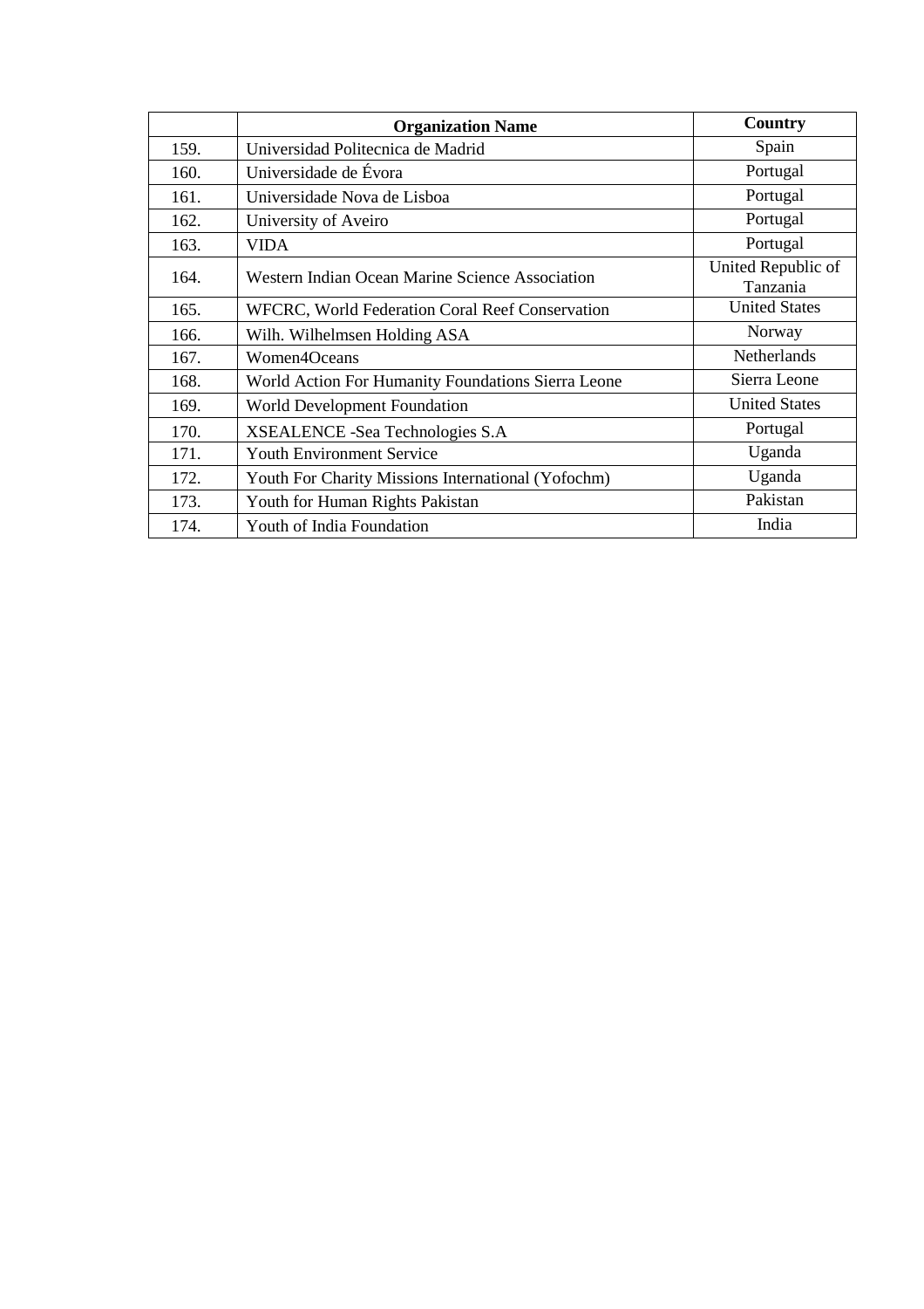| | Organization Name | Country |
|---|---|---|
| 159. | Universidad Politecnica de Madrid | Spain |
| 160. | Universidade de Évora | Portugal |
| 161. | Universidade Nova de Lisboa | Portugal |
| 162. | University of Aveiro | Portugal |
| 163. | VIDA | Portugal |
| 164. | Western Indian Ocean Marine Science Association | United Republic of Tanzania |
| 165. | WFCRC, World Federation Coral Reef Conservation | United States |
| 166. | Wilh. Wilhelmsen Holding ASA | Norway |
| 167. | Women4Oceans | Netherlands |
| 168. | World Action For Humanity Foundations Sierra Leone | Sierra Leone |
| 169. | World Development Foundation | United States |
| 170. | XSEALENCE -Sea Technologies S.A | Portugal |
| 171. | Youth Environment Service | Uganda |
| 172. | Youth For Charity Missions International (Yofochm) | Uganda |
| 173. | Youth for Human Rights Pakistan | Pakistan |
| 174. | Youth of India Foundation | India |